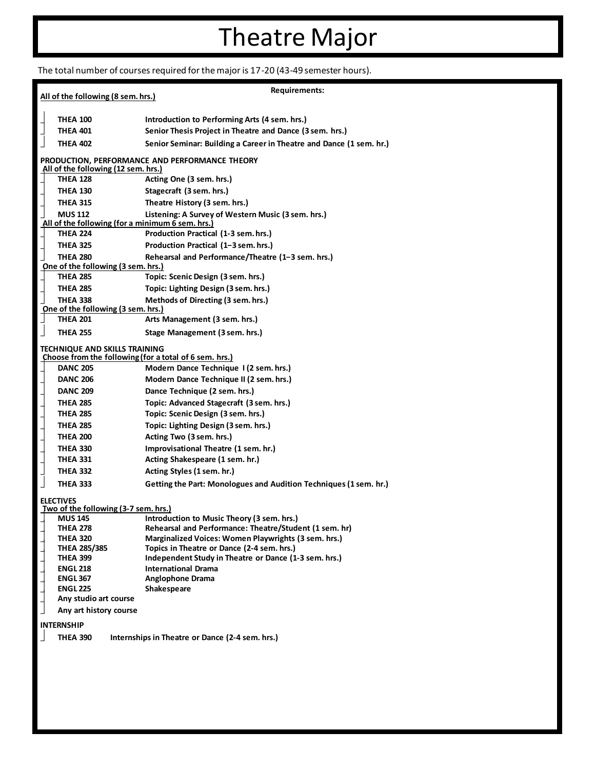# Theatre Major

The total number of courses required for the major is 17-20 (43-49 semester hours).

**Requirements:**

**All of the following (8 sem. hrs.)**

- **THEA 100** — **Introduction to Performing Arts (4 sem. hrs.)**
- **THEA 401** — **Senior Thesis Project in Theatre and Dance (3 sem. hrs.)**
- **THEA 402** — **Senior Seminar: Building a Career in Theatre and Dance (1 sem. hr.)**

**PRODUCTION, PERFORMANCE AND PERFORMANCE THEORY**

**All of the following (12 sem. hrs.)**

- **THEA 128** — **Acting One (3 sem. hrs.)**
- **THEA 130** — **Stagecraft (3 sem. hrs.)**
- **THEA 315** — **Theatre History (3 sem. hrs.)**
- **MUS 112** — **Listening: A Survey of Western Music (3 sem. hrs.)**

**All of the following (for a minimum 6 sem. hrs.)**

- **THEA 224** — **Production Practical (1-3 sem. hrs.)**
- **THEA 325** — **Production Practical (1–3 sem. hrs.)**
- **THEA 280** — **Rehearsal and Performance/Theatre (1–3 sem. hrs.)**

**One of the following (3 sem. hrs.)**

- **THEA 285** — **Topic: Scenic Design (3 sem. hrs.)**
- **THEA 285** — **Topic: Lighting Design (3 sem. hrs.)**
- **THEA 338** — **Methods of Directing (3 sem. hrs.)**

**One of the following (3 sem. hrs.)**

- **THEA 201** — **Arts Management (3 sem. hrs.)**
- **THEA 255** — **Stage Management (3 sem. hrs.)**

**TECHNIQUE AND SKILLS TRAINING**

**Choose from the following (for a total of 6 sem. hrs.)**

- **DANC 205** — **Modern Dance Technique I (2 sem. hrs.)**
- **DANC 206** — **Modern Dance Technique II (2 sem. hrs.)**
- **DANC 209** — **Dance Technique (2 sem. hrs.)**
- **THEA 285** — **Topic: Advanced Stagecraft (3 sem. hrs.)**
- **THEA 285** — **Topic: Scenic Design (3 sem. hrs.)**
- **THEA 285** — **Topic: Lighting Design (3 sem. hrs.)**
- **THEA 200** — **Acting Two (3 sem. hrs.)**
- **THEA 330** — **Improvisational Theatre (1 sem. hr.)**
- **THEA 331** — **Acting Shakespeare (1 sem. hr.)**
- **THEA 332** — **Acting Styles (1 sem. hr.)**
- **THEA 333** — **Getting the Part: Monologues and Audition Techniques (1 sem. hr.)**

**ELECTIVES**

**Two of the following (3-7 sem. hrs.)**

- **MUS 145** — **Introduction to Music Theory (3 sem. hrs.)**
- **THEA 278** — **Rehearsal and Performance: Theatre/Student (1 sem. hr)**
- **THEA 320** — **Marginalized Voices: Women Playwrights (3 sem. hrs.)**
- **THEA 285/385** — **Topics in Theatre or Dance (2-4 sem. hrs.)**
- **THEA 399** — **Independent Study in Theatre or Dance (1-3 sem. hrs.)**
- **ENGL 218** — **International Drama**
- **ENGL 367** — **Anglophone Drama**
- **ENGL 225** — **Shakespeare**
- **Any studio art course**
- **Any art history course**

**INTERNSHIP**

- **THEA 390** — **Internships in Theatre or Dance (2-4 sem. hrs.)**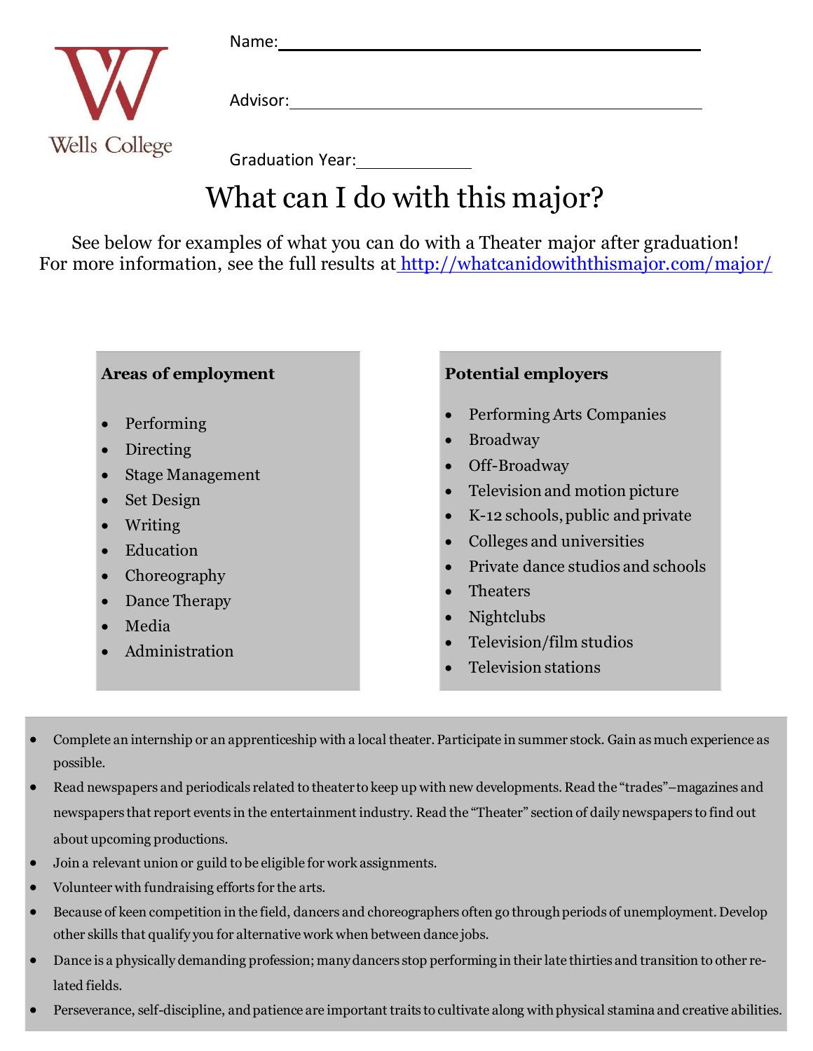Wells College

Name:

Advisor:

Graduation Year:

# What can I do with this major?

See below for examples of what you can do with a Theater major after graduation!
For more information, see the full results at [http://whatcanidowiththismajor.com/major/](http://whatcanidowiththismajor.com/major/)

**Areas of employment**

- Performing
- Directing
- Stage Management
- Set Design
- Writing
- Education
- Choreography
- Dance Therapy
- Media
- Administration

**Potential employers**

- Performing Arts Companies
- Broadway
- Off-Broadway
- Television and motion picture
- K-12 schools, public and private
- Colleges and universities
- Private dance studios and schools
- Theaters
- Nightclubs
- Television/film studios
- Television stations

- Complete an internship or an apprenticeship with a local theater. Participate in summer stock. Gain as much experience as possible.
- Read newspapers and periodicals related to theater to keep up with new developments. Read the "trades"–magazines and newspapers that report events in the entertainment industry. Read the "Theater" section of daily newspapers to find out about upcoming productions.
- Join a relevant union or guild to be eligible for work assignments.
- Volunteer with fundraising efforts for the arts.
- Because of keen competition in the field, dancers and choreographers often go through periods of unemployment. Develop other skills that qualify you for alternative work when between dance jobs.
- Dance is a physically demanding profession; many dancers stop performing in their late thirties and transition to other related fields.
- Perseverance, self-discipline, and patience are important traits to cultivate along with physical stamina and creative abilities.